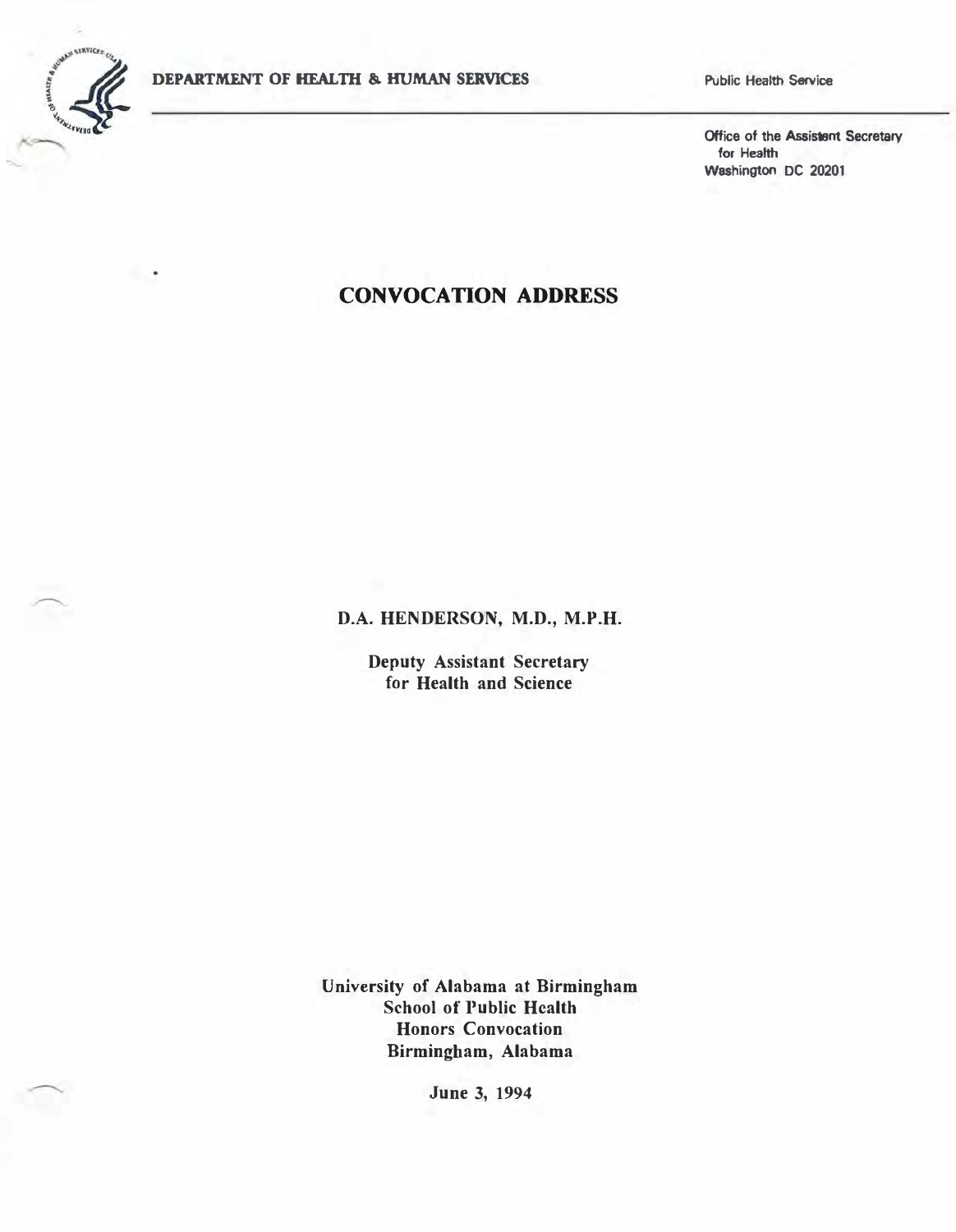DEPARTMENT OF HEALTH & HUMAN SERVICES

Public Health Service

Office of the Assistant Secretary for Health
Washington DC 20201

# CONVOCATION ADDRESS

**D.A. HENDERSON, M.D., M.P.H.**

**Deputy Assistant Secretary for Health and Science**

**University of Alabama at Birmingham**
**School of Public Health**
**Honors Convocation**
**Birmingham, Alabama**

**June 3, 1994**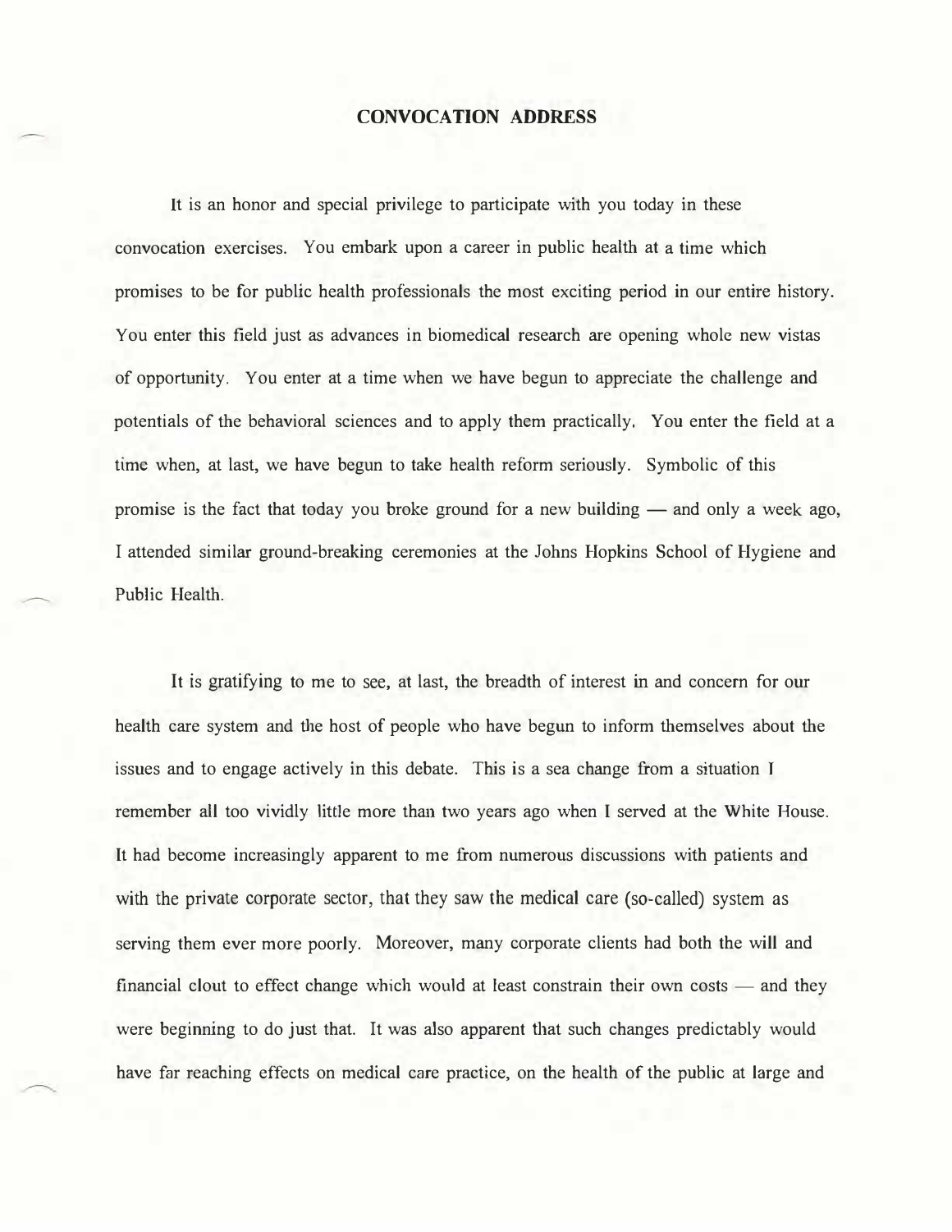# CONVOCATION ADDRESS

It is an honor and special privilege to participate with you today in these convocation exercises. You embark upon a career in public health at a time which promises to be for public health professionals the most exciting period in our entire history. You enter this field just as advances in biomedical research are opening whole new vistas of opportunity. You enter at a time when we have begun to appreciate the challenge and potentials of the behavioral sciences and to apply them practically. You enter the field at a time when, at last, we have begun to take health reform seriously. Symbolic of this promise is the fact that today you broke ground for a new building — and only a week ago, I attended similar ground-breaking ceremonies at the Johns Hopkins School of Hygiene and Public Health.

It is gratifying to me to see, at last, the breadth of interest in and concern for our health care system and the host of people who have begun to inform themselves about the issues and to engage actively in this debate. This is a sea change from a situation I remember all too vividly little more than two years ago when I served at the White House. It had become increasingly apparent to me from numerous discussions with patients and with the private corporate sector, that they saw the medical care (so-called) system as serving them ever more poorly. Moreover, many corporate clients had both the will and financial clout to effect change which would at least constrain their own costs — and they were beginning to do just that. It was also apparent that such changes predictably would have far reaching effects on medical care practice, on the health of the public at large and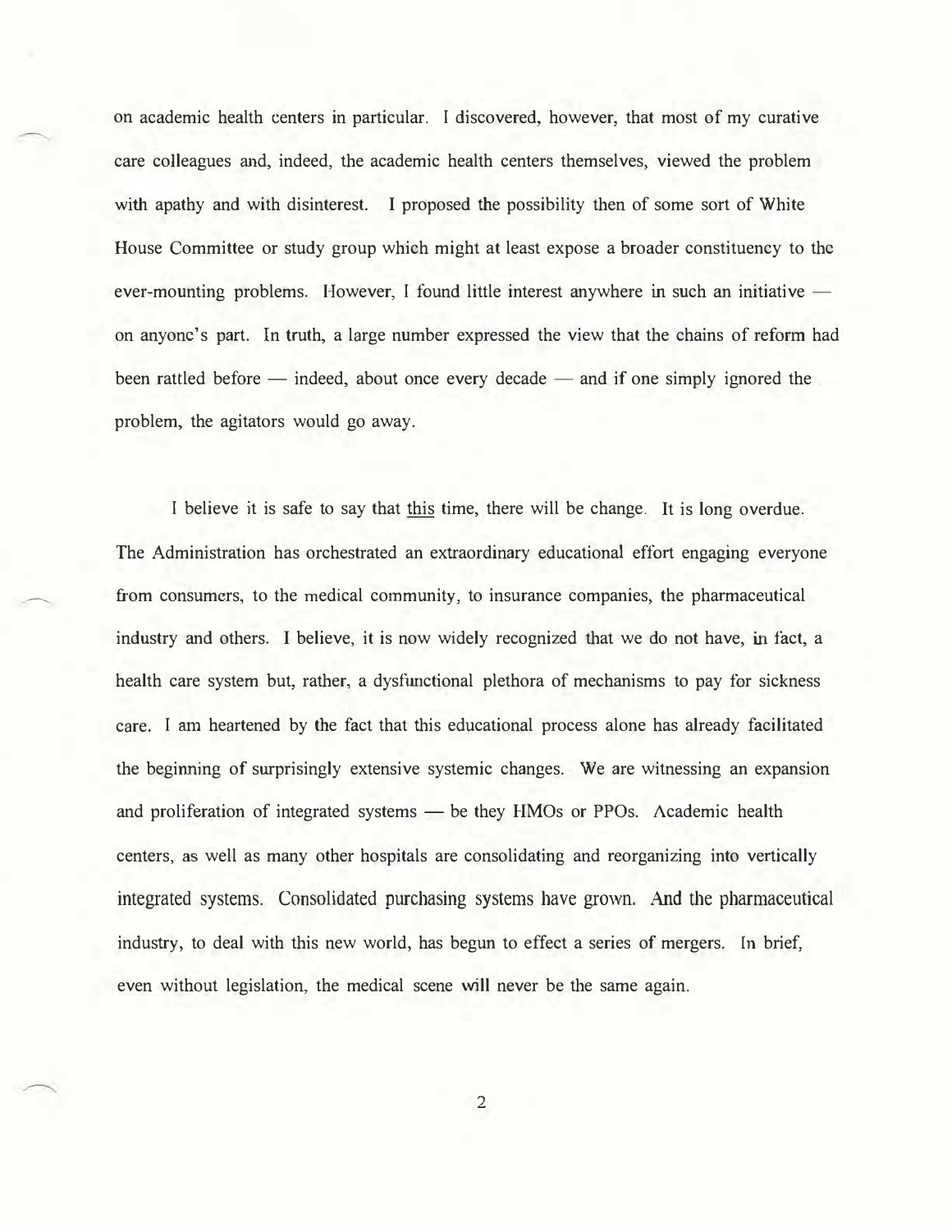on academic health centers in particular. I discovered, however, that most of my curative care colleagues and, indeed, the academic health centers themselves, viewed the problem with apathy and with disinterest. I proposed the possibility then of some sort of White House Committee or study group which might at least expose a broader constituency to the ever-mounting problems. However, I found little interest anywhere in such an initiative — on anyone's part. In truth, a large number expressed the view that the chains of reform had been rattled before — indeed, about once every decade — and if one simply ignored the problem, the agitators would go away.

I believe it is safe to say that <u>this</u> time, there will be change. It is long overdue. The Administration has orchestrated an extraordinary educational effort engaging everyone from consumers, to the medical community, to insurance companies, the pharmaceutical industry and others. I believe, it is now widely recognized that we do not have, in fact, a health care system but, rather, a dysfunctional plethora of mechanisms to pay for sickness care. I am heartened by the fact that this educational process alone has already facilitated the beginning of surprisingly extensive systemic changes. We are witnessing an expansion and proliferation of integrated systems — be they HMOs or PPOs. Academic health centers, as well as many other hospitals are consolidating and reorganizing into vertically integrated systems. Consolidated purchasing systems have grown. And the pharmaceutical industry, to deal with this new world, has begun to effect a series of mergers. In brief, even without legislation, the medical scene will never be the same again.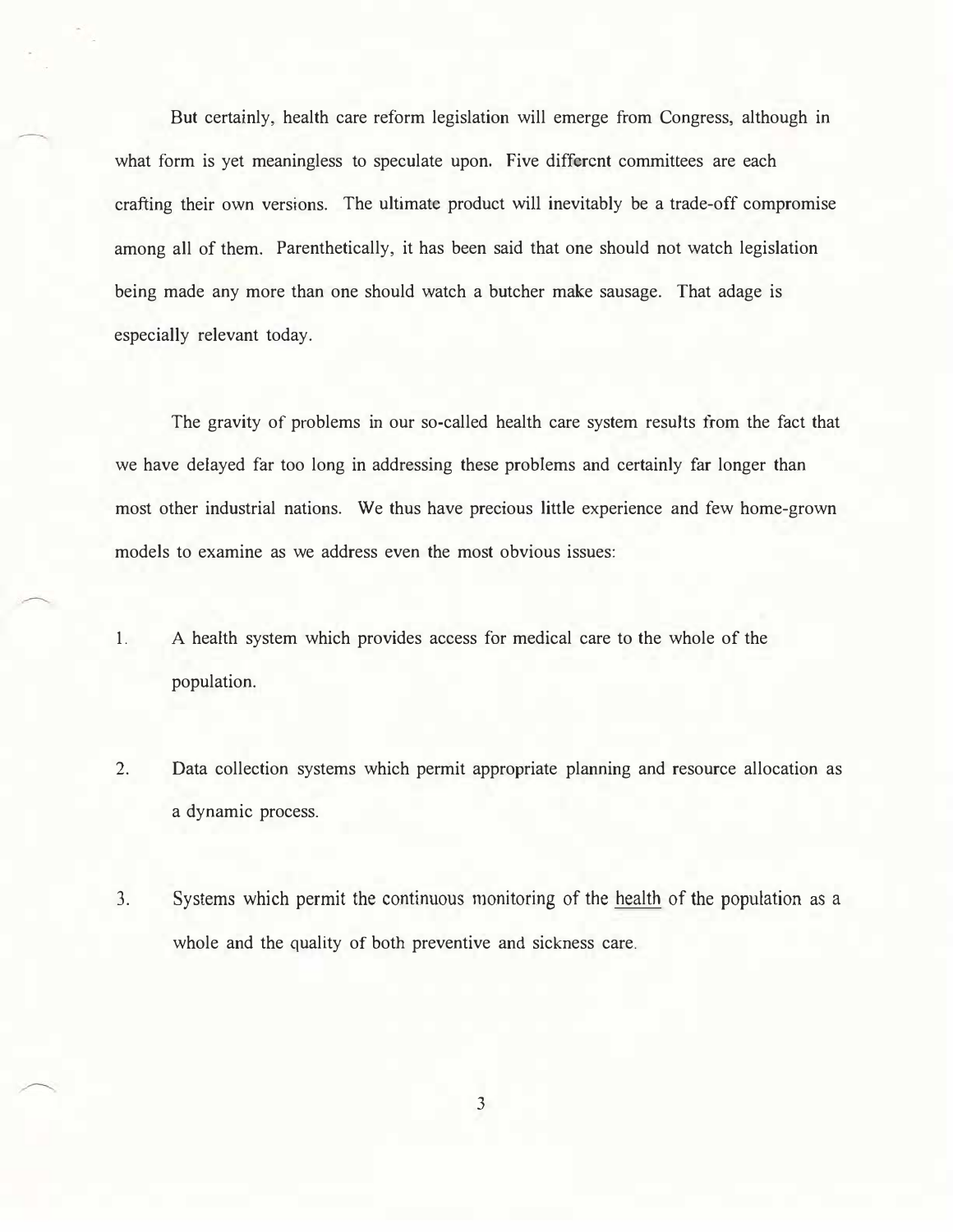But certainly, health care reform legislation will emerge from Congress, although in what form is yet meaningless to speculate upon. Five different committees are each crafting their own versions. The ultimate product will inevitably be a trade-off compromise among all of them. Parenthetically, it has been said that one should not watch legislation being made any more than one should watch a butcher make sausage. That adage is especially relevant today.

The gravity of problems in our so-called health care system results from the fact that we have delayed far too long in addressing these problems and certainly far longer than most other industrial nations. We thus have precious little experience and few home-grown models to examine as we address even the most obvious issues:

1. A health system which provides access for medical care to the whole of the population.

2. Data collection systems which permit appropriate planning and resource allocation as a dynamic process.

3. Systems which permit the continuous monitoring of the health of the population as a whole and the quality of both preventive and sickness care.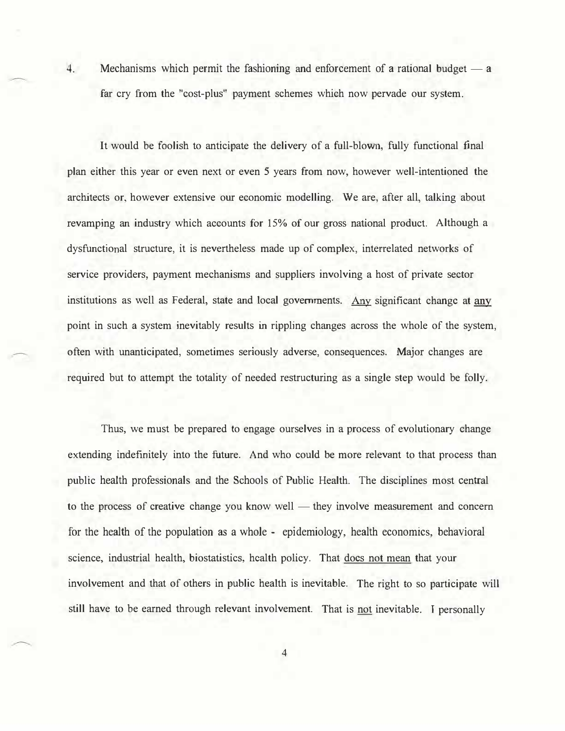4. Mechanisms which permit the fashioning and enforcement of a rational budget — a far cry from the "cost-plus" payment schemes which now pervade our system.

It would be foolish to anticipate the delivery of a full-blown, fully functional final plan either this year or even next or even 5 years from now, however well-intentioned the architects or, however extensive our economic modelling. We are, after all, talking about revamping an industry which accounts for 15% of our gross national product. Although a dysfunctional structure, it is nevertheless made up of complex, interrelated networks of service providers, payment mechanisms and suppliers involving a host of private sector institutions as well as Federal, state and local governments. <u>Any</u> significant change at <u>any</u> point in such a system inevitably results in rippling changes across the whole of the system, often with unanticipated, sometimes seriously adverse, consequences. Major changes are required but to attempt the totality of needed restructuring as a single step would be folly.

Thus, we must be prepared to engage ourselves in a process of evolutionary change extending indefinitely into the future. And who could be more relevant to that process than public health professionals and the Schools of Public Health. The disciplines most central to the process of creative change you know well — they involve measurement and concern for the health of the population as a whole - epidemiology, health economics, behavioral science, industrial health, biostatistics, health policy. That <u>does not mean</u> that your involvement and that of others in public health is inevitable. The right to so participate will still have to be earned through relevant involvement. That is <u>not</u> inevitable. I personally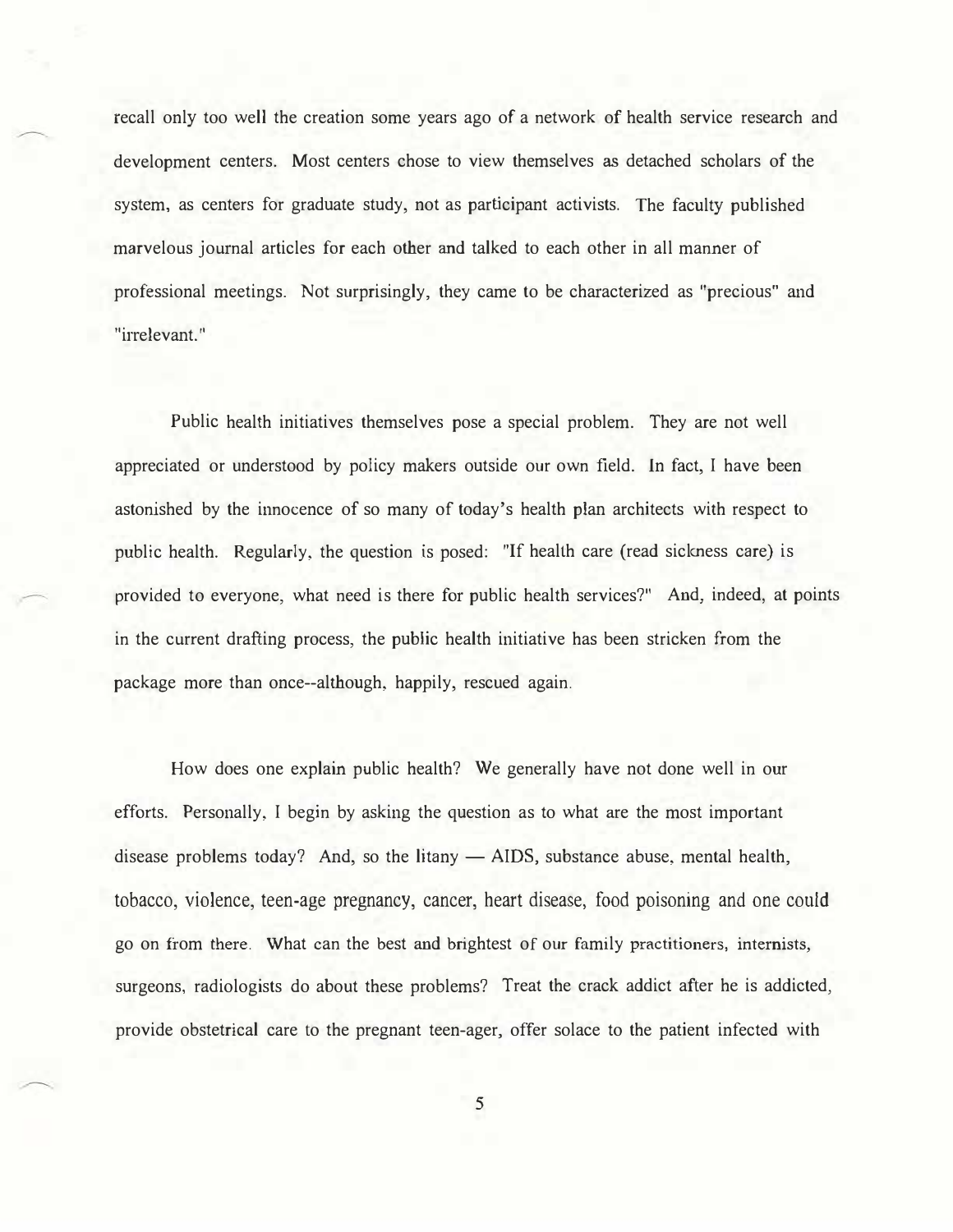recall only too well the creation some years ago of a network of health service research and development centers. Most centers chose to view themselves as detached scholars of the system, as centers for graduate study, not as participant activists. The faculty published marvelous journal articles for each other and talked to each other in all manner of professional meetings. Not surprisingly, they came to be characterized as "precious" and "irrelevant."

Public health initiatives themselves pose a special problem. They are not well appreciated or understood by policy makers outside our own field. In fact, I have been astonished by the innocence of so many of today's health plan architects with respect to public health. Regularly, the question is posed: "If health care (read sickness care) is provided to everyone, what need is there for public health services?" And, indeed, at points in the current drafting process, the public health initiative has been stricken from the package more than once--although, happily, rescued again.

How does one explain public health? We generally have not done well in our efforts. Personally, I begin by asking the question as to what are the most important disease problems today? And, so the litany — AIDS, substance abuse, mental health, tobacco, violence, teen-age pregnancy, cancer, heart disease, food poisoning and one could go on from there. What can the best and brightest of our family practitioners, internists, surgeons, radiologists do about these problems? Treat the crack addict after he is addicted, provide obstetrical care to the pregnant teen-ager, offer solace to the patient infected with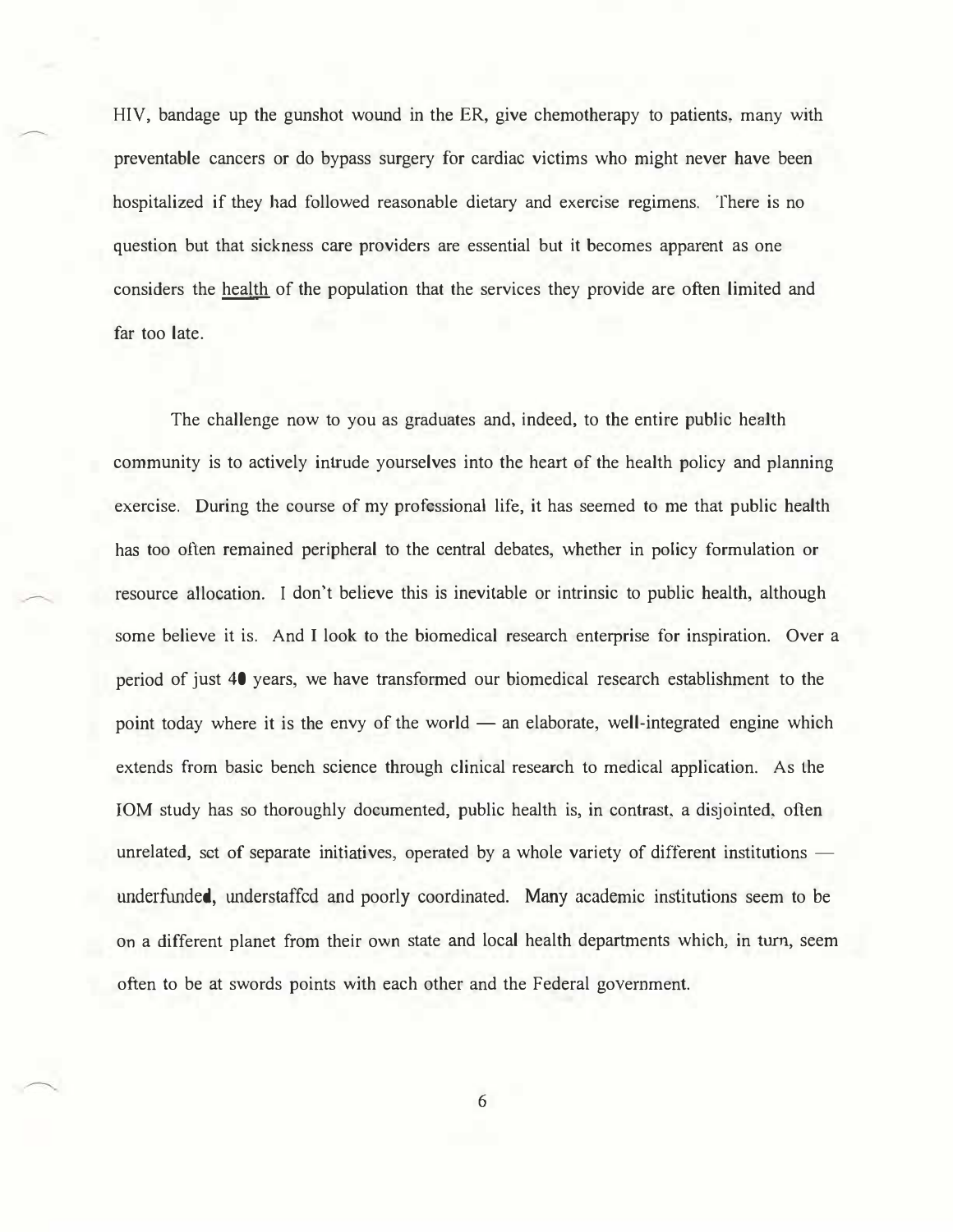HIV, bandage up the gunshot wound in the ER, give chemotherapy to patients, many with preventable cancers or do bypass surgery for cardiac victims who might never have been hospitalized if they had followed reasonable dietary and exercise regimens. There is no question but that sickness care providers are essential but it becomes apparent as one considers the health of the population that the services they provide are often limited and far too late.

The challenge now to you as graduates and, indeed, to the entire public health community is to actively intrude yourselves into the heart of the health policy and planning exercise. During the course of my professional life, it has seemed to me that public health has too often remained peripheral to the central debates, whether in policy formulation or resource allocation. I don't believe this is inevitable or intrinsic to public health, although some believe it is. And I look to the biomedical research enterprise for inspiration. Over a period of just 40 years, we have transformed our biomedical research establishment to the point today where it is the envy of the world — an elaborate, well-integrated engine which extends from basic bench science through clinical research to medical application. As the IOM study has so thoroughly documented, public health is, in contrast, a disjointed, often unrelated, set of separate initiatives, operated by a whole variety of different institutions — underfunded, understaffed and poorly coordinated. Many academic institutions seem to be on a different planet from their own state and local health departments which, in turn, seem often to be at swords points with each other and the Federal government.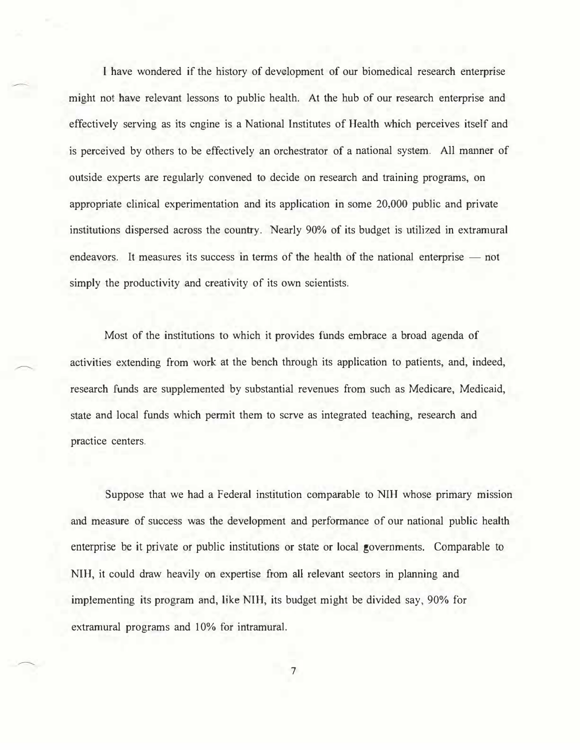I have wondered if the history of development of our biomedical research enterprise might not have relevant lessons to public health. At the hub of our research enterprise and effectively serving as its engine is a National Institutes of Health which perceives itself and is perceived by others to be effectively an orchestrator of a national system. All manner of outside experts are regularly convened to decide on research and training programs, on appropriate clinical experimentation and its application in some 20,000 public and private institutions dispersed across the country. Nearly 90% of its budget is utilized in extramural endeavors. It measures its success in terms of the health of the national enterprise — not simply the productivity and creativity of its own scientists.

Most of the institutions to which it provides funds embrace a broad agenda of activities extending from work at the bench through its application to patients, and, indeed, research funds are supplemented by substantial revenues from such as Medicare, Medicaid, state and local funds which permit them to serve as integrated teaching, research and practice centers.

Suppose that we had a Federal institution comparable to NIH whose primary mission and measure of success was the development and performance of our national public health enterprise be it private or public institutions or state or local governments. Comparable to NIH, it could draw heavily on expertise from all relevant sectors in planning and implementing its program and, like NIH, its budget might be divided say, 90% for extramural programs and 10% for intramural.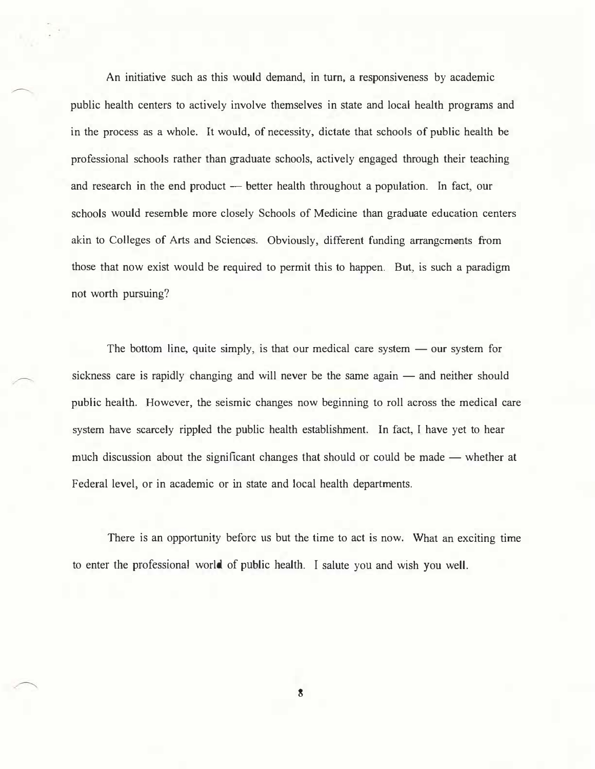An initiative such as this would demand, in turn, a responsiveness by academic public health centers to actively involve themselves in state and local health programs and in the process as a whole. It would, of necessity, dictate that schools of public health be professional schools rather than graduate schools, actively engaged through their teaching and research in the end product — better health throughout a population. In fact, our schools would resemble more closely Schools of Medicine than graduate education centers akin to Colleges of Arts and Sciences. Obviously, different funding arrangements from those that now exist would be required to permit this to happen. But, is such a paradigm not worth pursuing?

The bottom line, quite simply, is that our medical care system — our system for sickness care is rapidly changing and will never be the same again — and neither should public health. However, the seismic changes now beginning to roll across the medical care system have scarcely rippled the public health establishment. In fact, I have yet to hear much discussion about the significant changes that should or could be made — whether at Federal level, or in academic or in state and local health departments.

There is an opportunity before us but the time to act is now. What an exciting time to enter the professional world of public health. I salute you and wish you well.